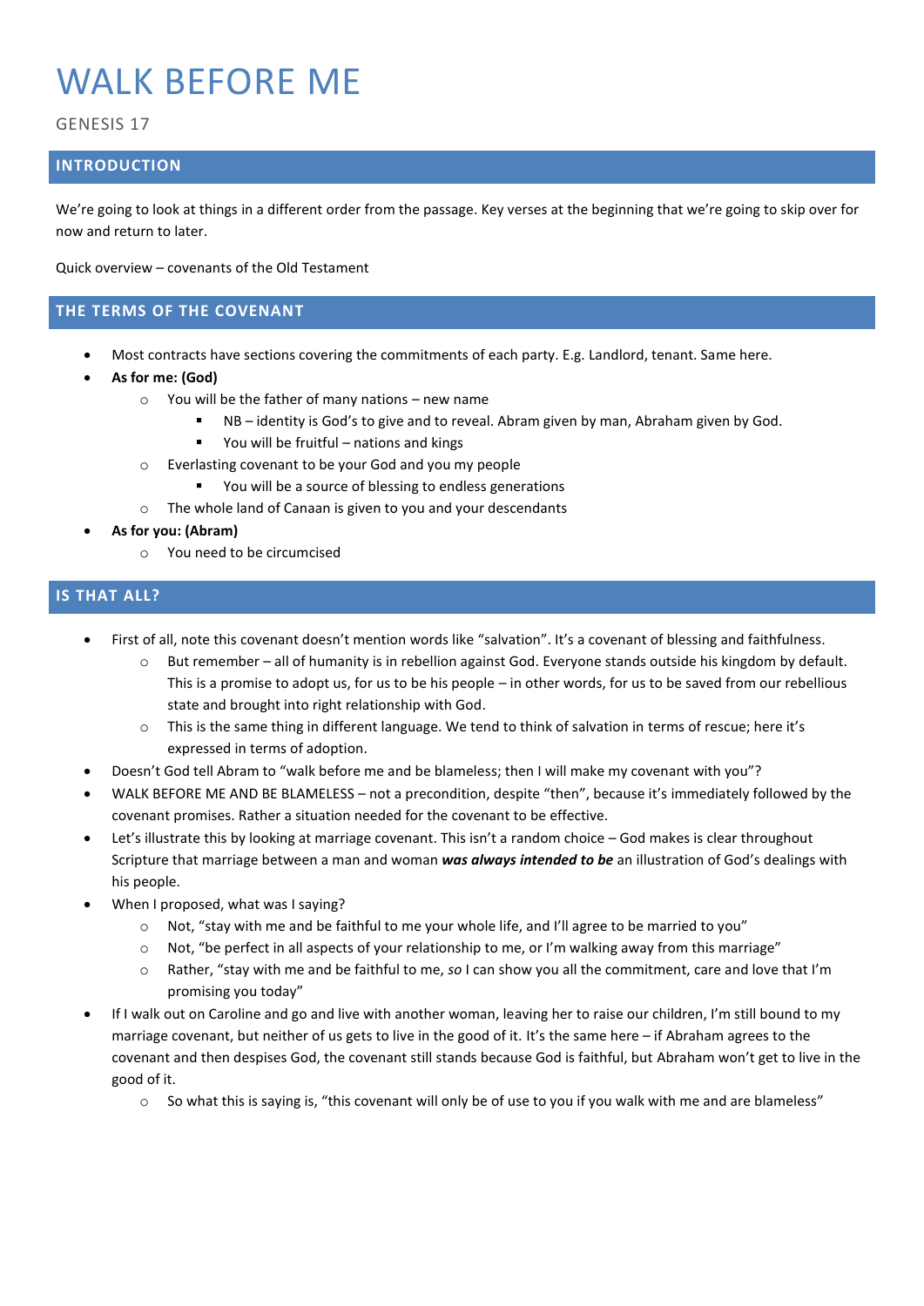# WALK BEFORE ME

GENESIS 17

## INTRODUCTION

We're going to look at things in a different order from the passage. Key verses at the beginning that we're going to skip over for now and return to later.

Quick overview – covenants of the Old Testament

## THE TERMS OF THE COVENANT

- Most contracts have sections covering the commitments of each party. E.g. Landlord, tenant. Same here.
- **As for me: (God)**
  - You will be the father of many nations – new name
    - NB – identity is God's to give and to reveal. Abram given by man, Abraham given by God.
    - You will be fruitful – nations and kings
  - Everlasting covenant to be your God and you my people
    - You will be a source of blessing to endless generations
  - The whole land of Canaan is given to you and your descendants
- **As for you: (Abram)**
  - You need to be circumcised

## IS THAT ALL?

- First of all, note this covenant doesn't mention words like "salvation". It's a covenant of blessing and faithfulness.
  - But remember – all of humanity is in rebellion against God. Everyone stands outside his kingdom by default. This is a promise to adopt us, for us to be his people – in other words, for us to be saved from our rebellious state and brought into right relationship with God.
  - This is the same thing in different language. We tend to think of salvation in terms of rescue; here it's expressed in terms of adoption.
- Doesn't God tell Abram to "walk before me and be blameless; then I will make my covenant with you"?
- WALK BEFORE ME AND BE BLAMELESS – not a precondition, despite "then", because it's immediately followed by the covenant promises. Rather a situation needed for the covenant to be effective.
- Let's illustrate this by looking at marriage covenant. This isn't a random choice – God makes is clear throughout Scripture that marriage between a man and woman ***was always intended to be*** an illustration of God's dealings with his people.
- When I proposed, what was I saying?
  - Not, "stay with me and be faithful to me your whole life, and I'll agree to be married to you"
  - Not, "be perfect in all aspects of your relationship to me, or I'm walking away from this marriage"
  - Rather, "stay with me and be faithful to me, *so* I can show you all the commitment, care and love that I'm promising you today"
- If I walk out on Caroline and go and live with another woman, leaving her to raise our children, I'm still bound to my marriage covenant, but neither of us gets to live in the good of it. It's the same here – if Abraham agrees to the covenant and then despises God, the covenant still stands because God is faithful, but Abraham won't get to live in the good of it.
  - So what this is saying is, "this covenant will only be of use to you if you walk with me and are blameless"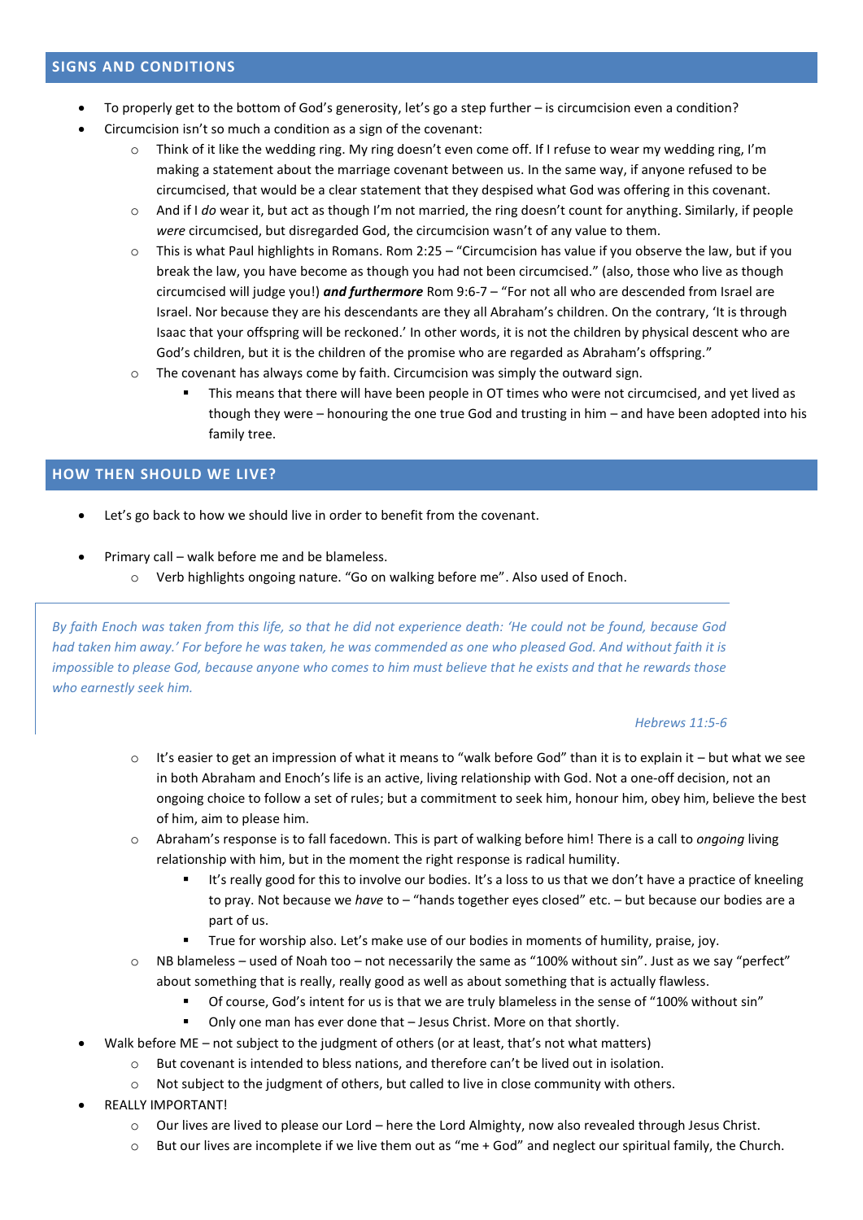## SIGNS AND CONDITIONS

- To properly get to the bottom of God's generosity, let's go a step further – is circumcision even a condition?
- Circumcision isn't so much a condition as a sign of the covenant:
  - Think of it like the wedding ring. My ring doesn't even come off. If I refuse to wear my wedding ring, I'm making a statement about the marriage covenant between us. In the same way, if anyone refused to be circumcised, that would be a clear statement that they despised what God was offering in this covenant.
  - And if I *do* wear it, but act as though I'm not married, the ring doesn't count for anything. Similarly, if people *were* circumcised, but disregarded God, the circumcision wasn't of any value to them.
  - This is what Paul highlights in Romans. Rom 2:25 – "Circumcision has value if you observe the law, but if you break the law, you have become as though you had not been circumcised." (also, those who live as though circumcised will judge you!) ***and furthermore*** Rom 9:6-7 – "For not all who are descended from Israel are Israel. Nor because they are his descendants are they all Abraham's children. On the contrary, 'It is through Isaac that your offspring will be reckoned.' In other words, it is not the children by physical descent who are God's children, but it is the children of the promise who are regarded as Abraham's offspring."
  - The covenant has always come by faith. Circumcision was simply the outward sign.
    - This means that there will have been people in OT times who were not circumcised, and yet lived as though they were – honouring the one true God and trusting in him – and have been adopted into his family tree.

## HOW THEN SHOULD WE LIVE?

- Let's go back to how we should live in order to benefit from the covenant.

- Primary call – walk before me and be blameless.
  - Verb highlights ongoing nature. "Go on walking before me". Also used of Enoch.

> *By faith Enoch was taken from this life, so that he did not experience death: 'He could not be found, because God had taken him away.' For before he was taken, he was commended as one who pleased God. And without faith it is impossible to please God, because anyone who comes to him must believe that he exists and that he rewards those who earnestly seek him.*
>
> *Hebrews 11:5-6*

  - It's easier to get an impression of what it means to "walk before God" than it is to explain it – but what we see in both Abraham and Enoch's life is an active, living relationship with God. Not a one-off decision, not an ongoing choice to follow a set of rules; but a commitment to seek him, honour him, obey him, believe the best of him, aim to please him.
  - Abraham's response is to fall facedown. This is part of walking before him! There is a call to *ongoing* living relationship with him, but in the moment the right response is radical humility.
    - It's really good for this to involve our bodies. It's a loss to us that we don't have a practice of kneeling to pray. Not because we *have* to – "hands together eyes closed" etc. – but because our bodies are a part of us.
    - True for worship also. Let's make use of our bodies in moments of humility, praise, joy.
  - NB blameless – used of Noah too – not necessarily the same as "100% without sin". Just as we say "perfect" about something that is really, really good as well as about something that is actually flawless.
    - Of course, God's intent for us is that we are truly blameless in the sense of "100% without sin"
    - Only one man has ever done that – Jesus Christ. More on that shortly.
- Walk before ME – not subject to the judgment of others (or at least, that's not what matters)
  - But covenant is intended to bless nations, and therefore can't be lived out in isolation.
  - Not subject to the judgment of others, but called to live in close community with others.
- REALLY IMPORTANT!
  - Our lives are lived to please our Lord – here the Lord Almighty, now also revealed through Jesus Christ.
  - But our lives are incomplete if we live them out as "me + God" and neglect our spiritual family, the Church.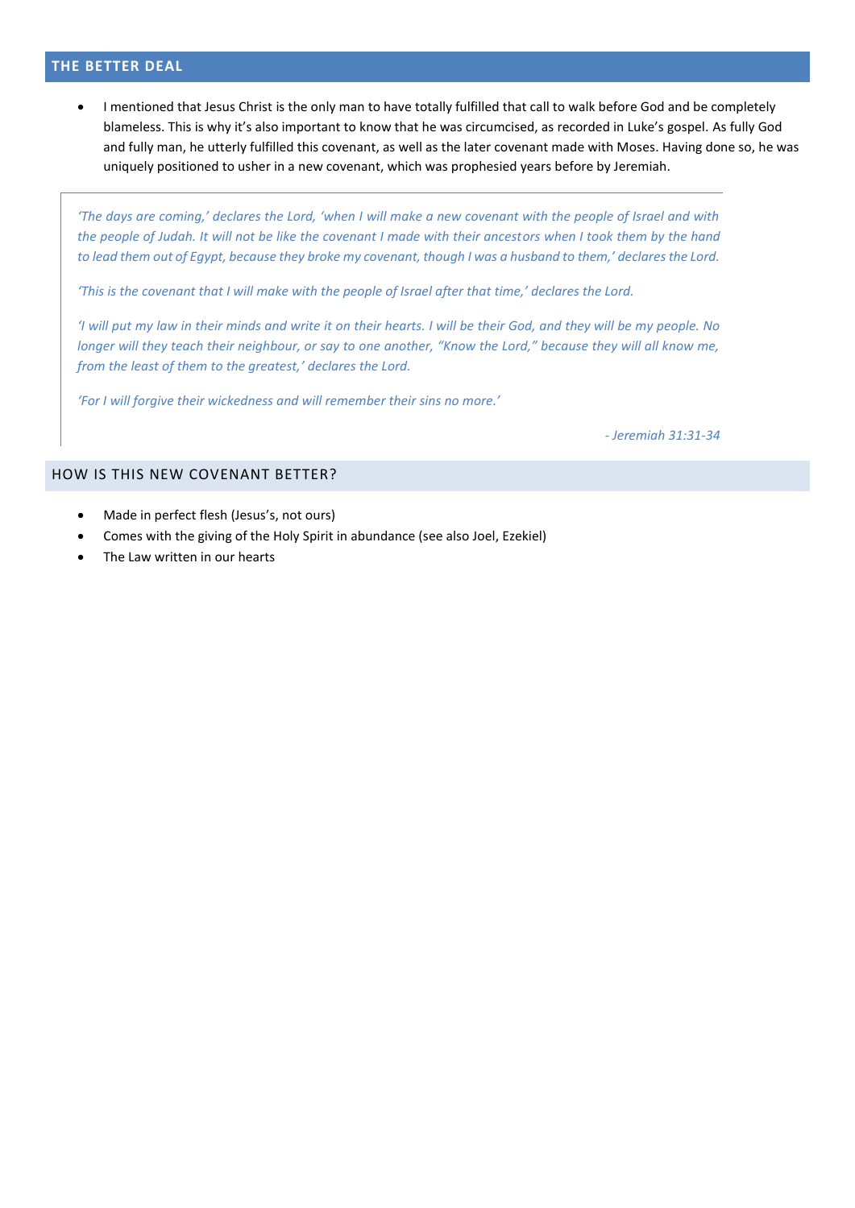## THE BETTER DEAL

- I mentioned that Jesus Christ is the only man to have totally fulfilled that call to walk before God and be completely blameless. This is why it's also important to know that he was circumcised, as recorded in Luke's gospel. As fully God and fully man, he utterly fulfilled this covenant, as well as the later covenant made with Moses. Having done so, he was uniquely positioned to usher in a new covenant, which was prophesied years before by Jeremiah.

> *'The days are coming,' declares the Lord, 'when I will make a new covenant with the people of Israel and with the people of Judah. It will not be like the covenant I made with their ancestors when I took them by the hand to lead them out of Egypt, because they broke my covenant, though I was a husband to them,' declares the Lord.*
>
> *'This is the covenant that I will make with the people of Israel after that time,' declares the Lord.*
>
> *'I will put my law in their minds and write it on their hearts. I will be their God, and they will be my people. No longer will they teach their neighbour, or say to one another, "Know the Lord," because they will all know me, from the least of them to the greatest,' declares the Lord.*
>
> *'For I will forgive their wickedness and will remember their sins no more.'*
>
> *- Jeremiah 31:31-34*

### HOW IS THIS NEW COVENANT BETTER?

- Made in perfect flesh (Jesus's, not ours)
- Comes with the giving of the Holy Spirit in abundance (see also Joel, Ezekiel)
- The Law written in our hearts